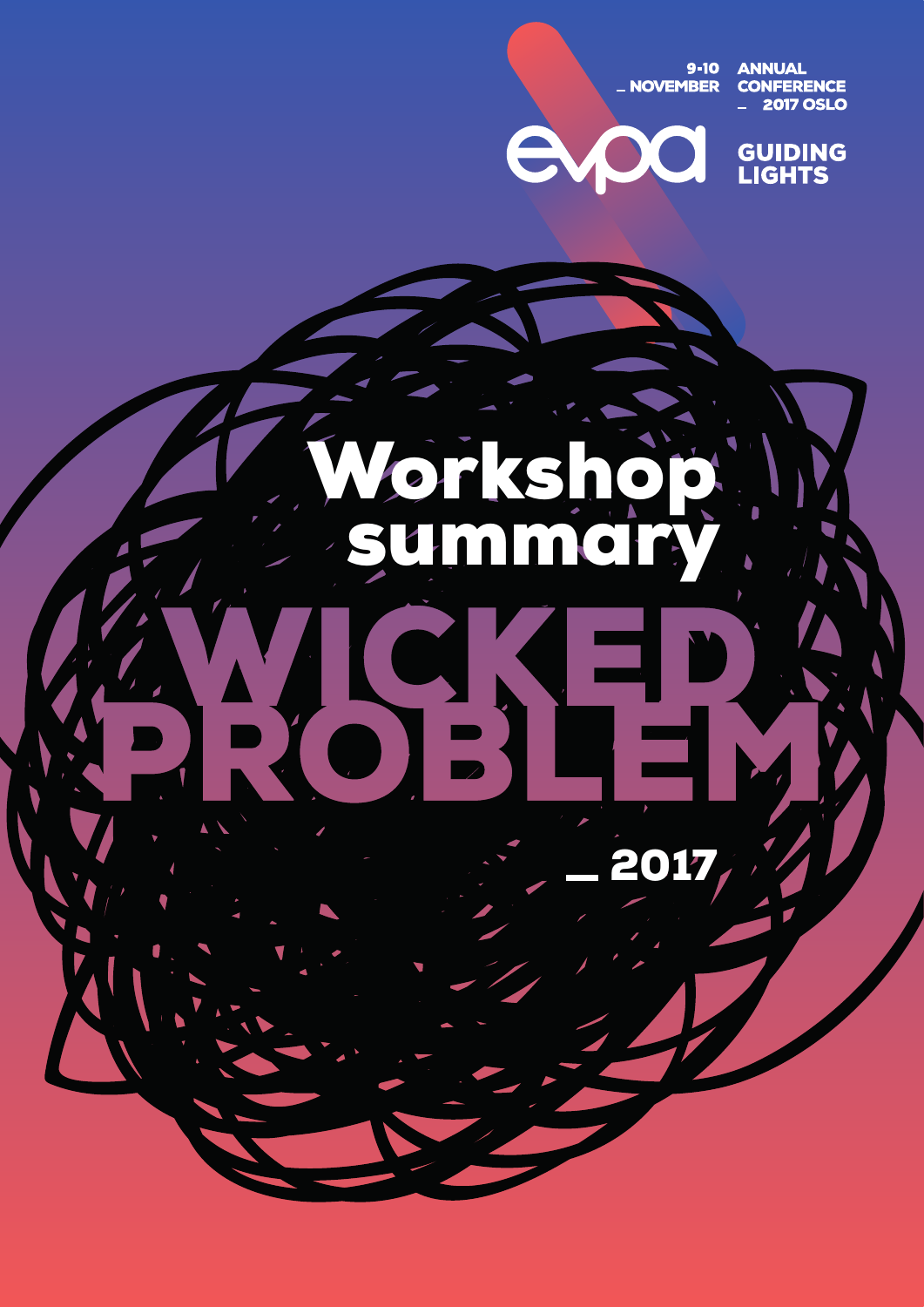9-10 _ NOVEMBER

ANNUAL CONFERENCE _ 2017 OSLO

evpa

GUIDING LIGHTS

# Workshop summary

# WICKED PROBLEM

_ 2017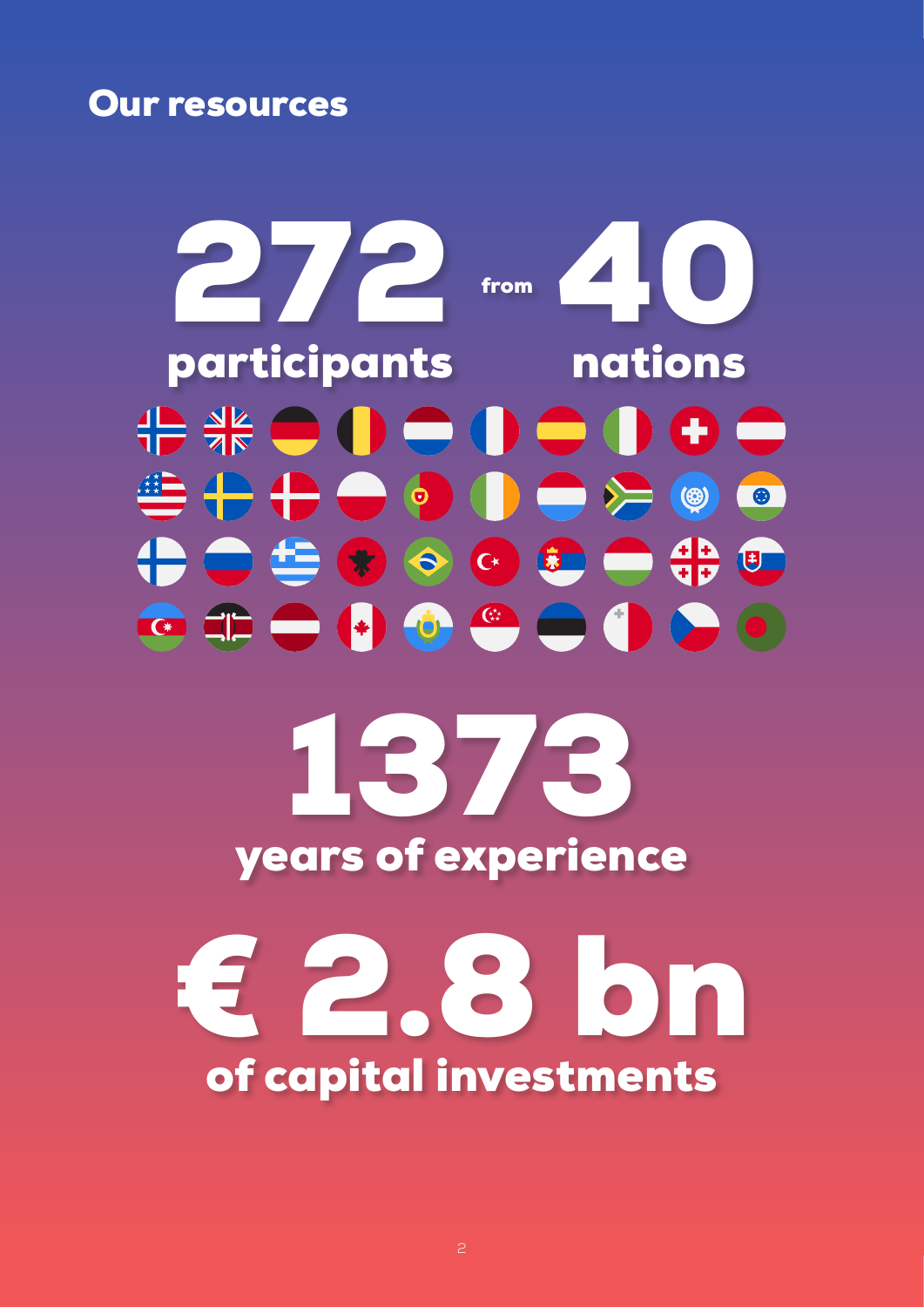## Our resources

**272** participants from **40** nations

**1373** years of experience

**€ 2.8 bn** of capital investments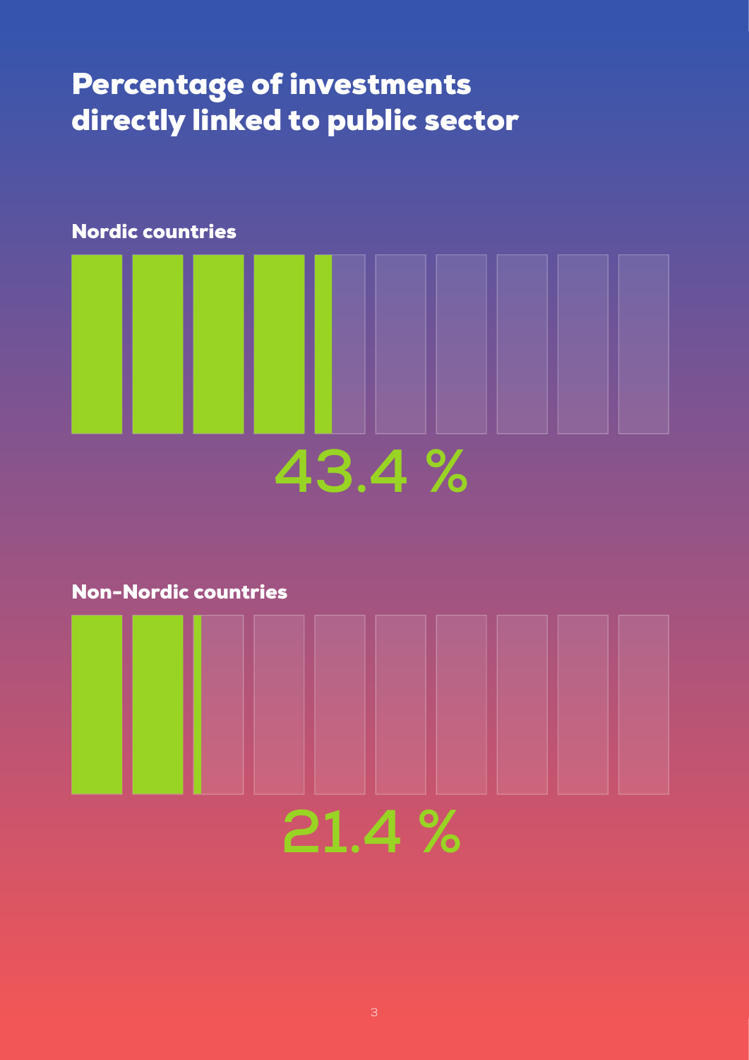# Percentage of investments directly linked to public sector

### Nordic countries

43.4 %

### Non-Nordic countries

21.4 %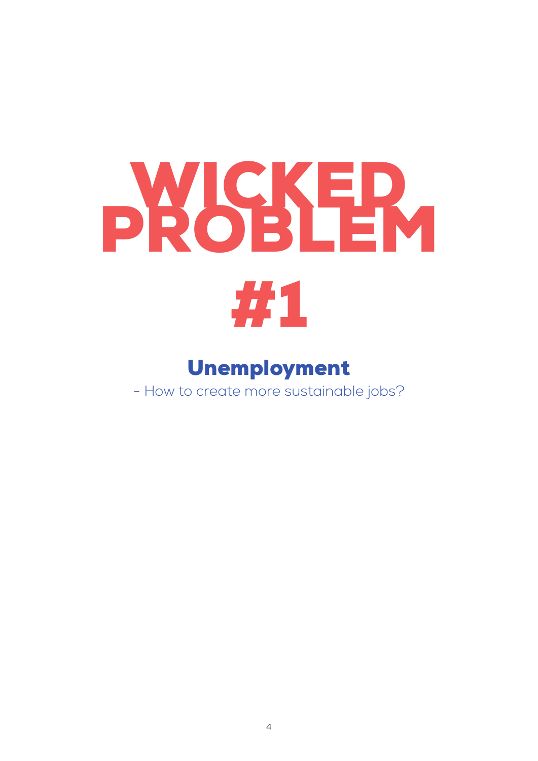# WICKED PROBLEM #1

## Unemployment

- How to create more sustainable jobs?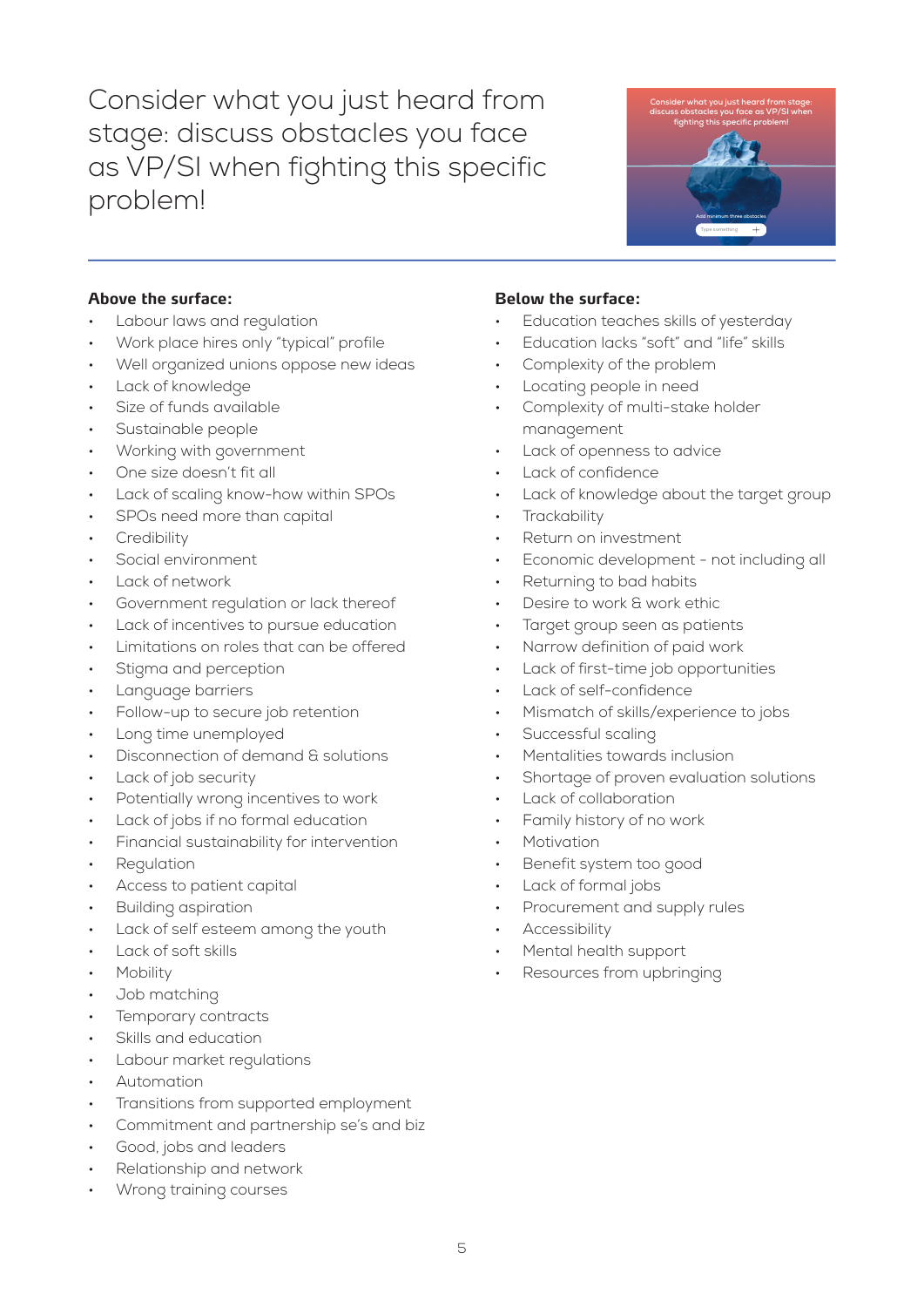# Consider what you just heard from stage: discuss obstacles you face as VP/SI when fighting this specific problem!

**Above the surface:**

- Labour laws and regulation
- Work place hires only "typical" profile
- Well organized unions oppose new ideas
- Lack of knowledge
- Size of funds available
- Sustainable people
- Working with government
- One size doesn't fit all
- Lack of scaling know-how within SPOs
- SPOs need more than capital
- Credibility
- Social environment
- Lack of network
- Government regulation or lack thereof
- Lack of incentives to pursue education
- Limitations on roles that can be offered
- Stigma and perception
- Language barriers
- Follow-up to secure job retention
- Long time unemployed
- Disconnection of demand & solutions
- Lack of job security
- Potentially wrong incentives to work
- Lack of jobs if no formal education
- Financial sustainability for intervention
- Regulation
- Access to patient capital
- Building aspiration
- Lack of self esteem among the youth
- Lack of soft skills
- Mobility
- Job matching
- Temporary contracts
- Skills and education
- Labour market regulations
- Automation
- Transitions from supported employment
- Commitment and partnership se's and biz
- Good, jobs and leaders
- Relationship and network
- Wrong training courses

**Below the surface:**

- Education teaches skills of yesterday
- Education lacks "soft" and "life" skills
- Complexity of the problem
- Locating people in need
- Complexity of multi-stake holder management
- Lack of openness to advice
- Lack of confidence
- Lack of knowledge about the target group
- Trackability
- Return on investment
- Economic development - not including all
- Returning to bad habits
- Desire to work & work ethic
- Target group seen as patients
- Narrow definition of paid work
- Lack of first-time job opportunities
- Lack of self-confidence
- Mismatch of skills/experience to jobs
- Successful scaling
- Mentalities towards inclusion
- Shortage of proven evaluation solutions
- Lack of collaboration
- Family history of no work
- Motivation
- Benefit system too good
- Lack of formal jobs
- Procurement and supply rules
- Accessibility
- Mental health support
- Resources from upbringing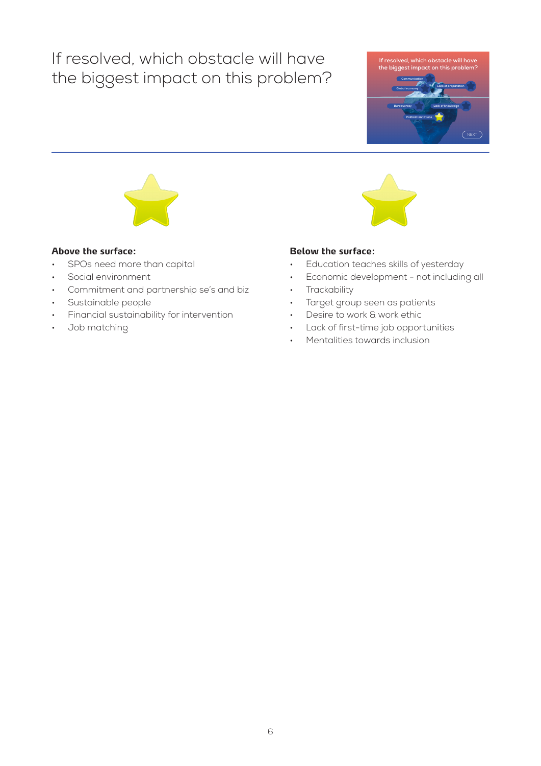# If resolved, which obstacle will have the biggest impact on this problem?

**Above the surface:**

- SPOs need more than capital
- Social environment
- Commitment and partnership se's and biz
- Sustainable people
- Financial sustainability for intervention
- Job matching

**Below the surface:**

- Education teaches skills of yesterday
- Economic development - not including all
- Trackability
- Target group seen as patients
- Desire to work & work ethic
- Lack of first-time job opportunities
- Mentalities towards inclusion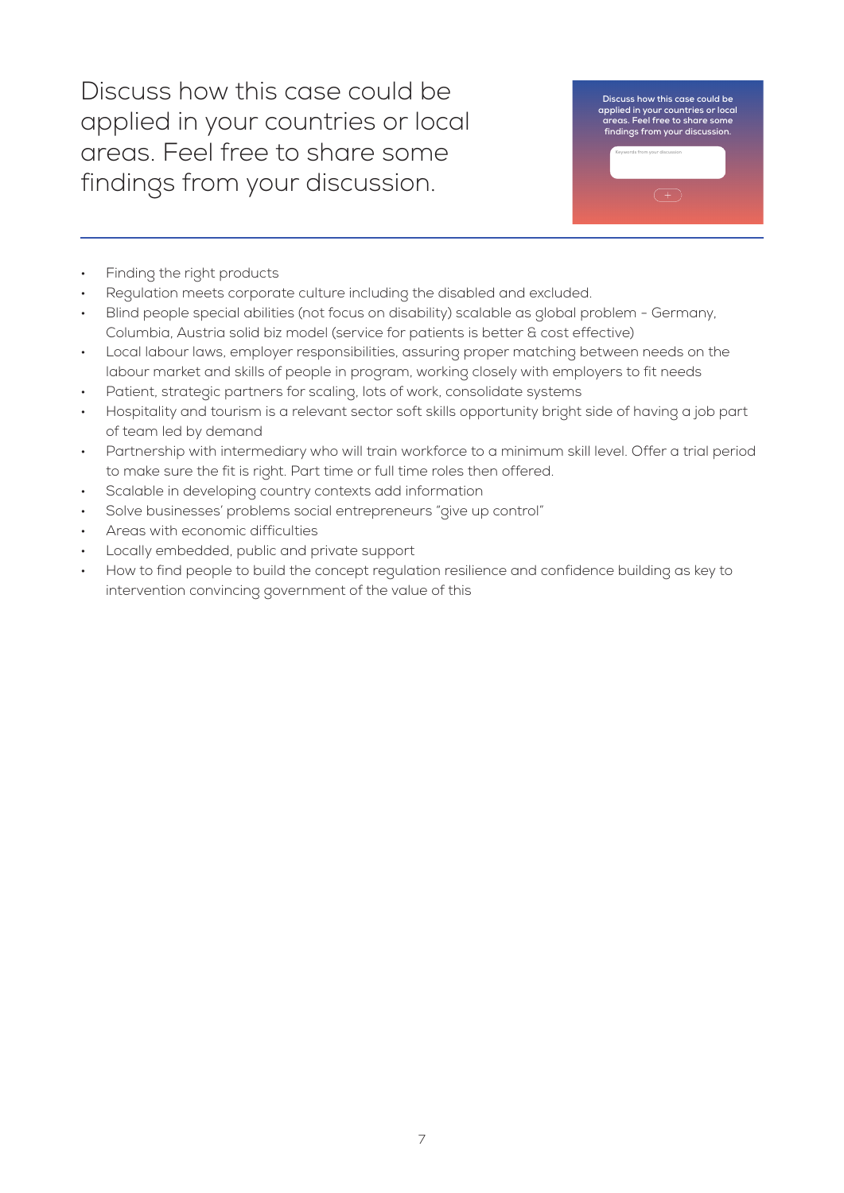# Discuss how this case could be applied in your countries or local areas. Feel free to share some findings from your discussion.

- Finding the right products
- Regulation meets corporate culture including the disabled and excluded.
- Blind people special abilities (not focus on disability) scalable as global problem - Germany, Columbia, Austria solid biz model (service for patients is better & cost effective)
- Local labour laws, employer responsibilities, assuring proper matching between needs on the labour market and skills of people in program, working closely with employers to fit needs
- Patient, strategic partners for scaling, lots of work, consolidate systems
- Hospitality and tourism is a relevant sector soft skills opportunity bright side of having a job part of team led by demand
- Partnership with intermediary who will train workforce to a minimum skill level. Offer a trial period to make sure the fit is right. Part time or full time roles then offered.
- Scalable in developing country contexts add information
- Solve businesses' problems social entrepreneurs "give up control"
- Areas with economic difficulties
- Locally embedded, public and private support
- How to find people to build the concept regulation resilience and confidence building as key to intervention convincing government of the value of this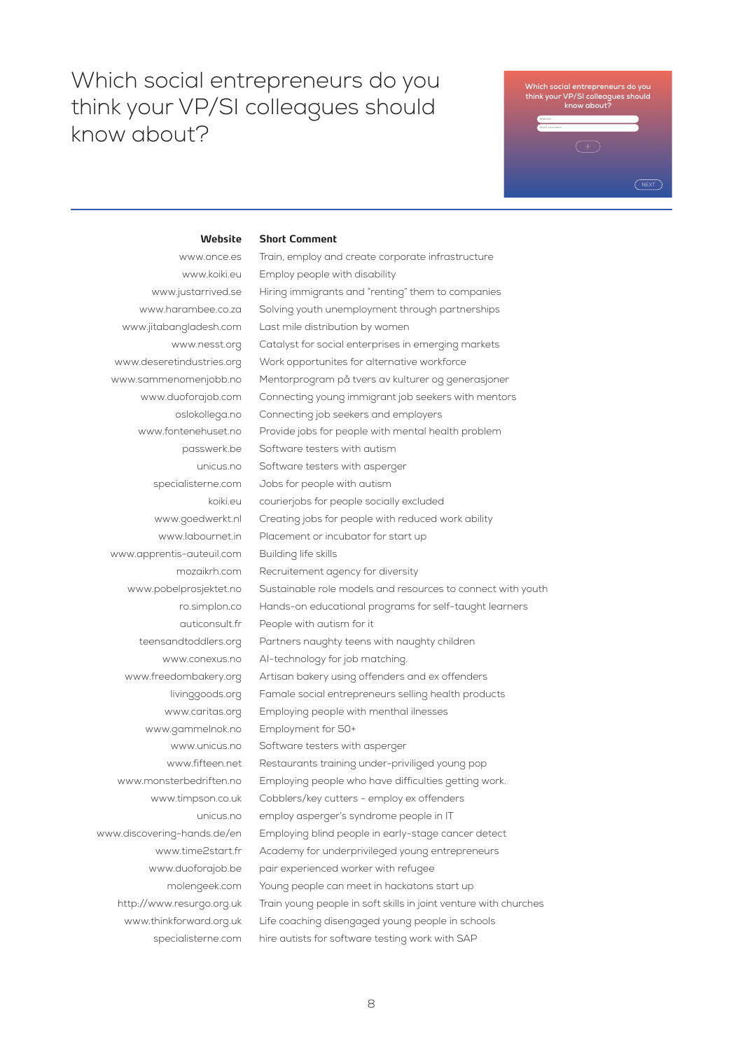# Which social entrepreneurs do you think your VP/SI colleagues should know about?

| Website | Short Comment |
| --- | --- |
| www.once.es | Train, employ and create corporate infrastructure |
| www.koiki.eu | Employ people with disability |
| www.justarrived.se | Hiring immigrants and "renting" them to companies |
| www.harambee.co.za | Solving youth unemployment through partnerships |
| www.jitabangladesh.com | Last mile distribution by women |
| www.nesst.org | Catalyst for social enterprises in emerging markets |
| www.deseretindustries.org | Work opportunites for alternative workforce |
| www.sammenomenjobb.no | Mentorprogram på tvers av kulturer og generasjoner |
| www.duoforajob.com | Connecting young immigrant job seekers with mentors |
| oslokollega.no | Connecting job seekers and employers |
| www.fontenehuset.no | Provide jobs for people with mental health problem |
| passwerk.be | Software testers with autism |
| unicus.no | Software testers with asperger |
| specialisterne.com | Jobs for people with autism |
| koiki.eu | courierjobs for people socially excluded |
| www.goedwerkt.nl | Creating jobs for people with reduced work ability |
| www.labournet.in | Placement or incubator for start up |
| www.apprentis-auteuil.com | Building life skills |
| mozaikrh.com | Recruitement agency for diversity |
| www.pobelprosjektet.no | Sustainable role models and resources to connect with youth |
| ro.simplon.co | Hands-on educational programs for self-taught learners |
| auticonsult.fr | People with autism for it |
| teensandtoddlers.org | Partners naughty teens with naughty children |
| www.conexus.no | AI-technology for job matching. |
| www.freedombakery.org | Artisan bakery using offenders and ex offenders |
| livinggoods.org | Famale social entrepreneurs selling health products |
| www.caritas.org | Employing people with menthal ilnesses |
| www.gammelnok.no | Employment for 50+ |
| www.unicus.no | Software testers with asperger |
| www.fifteen.net | Restaurants training under-priviliged young pop |
| www.monsterbedriften.no | Employing people who have difficulties getting work. |
| www.timpson.co.uk | Cobblers/key cutters - employ ex offenders |
| unicus.no | employ asperger's syndrome people in IT |
| www.discovering-hands.de/en | Employing blind people in early-stage cancer detect |
| www.time2start.fr | Academy for underprivileged young entrepreneurs |
| www.duoforajob.be | pair experienced worker with refugee |
| molengeek.com | Young people can meet in hackatons start up |
| http://www.resurgo.org.uk | Train young people in soft skills in joint venture with churches |
| www.thinkforward.org.uk | Life coaching disengaged young people in schools |
| specialisterne.com | hire autists for software testing work with SAP |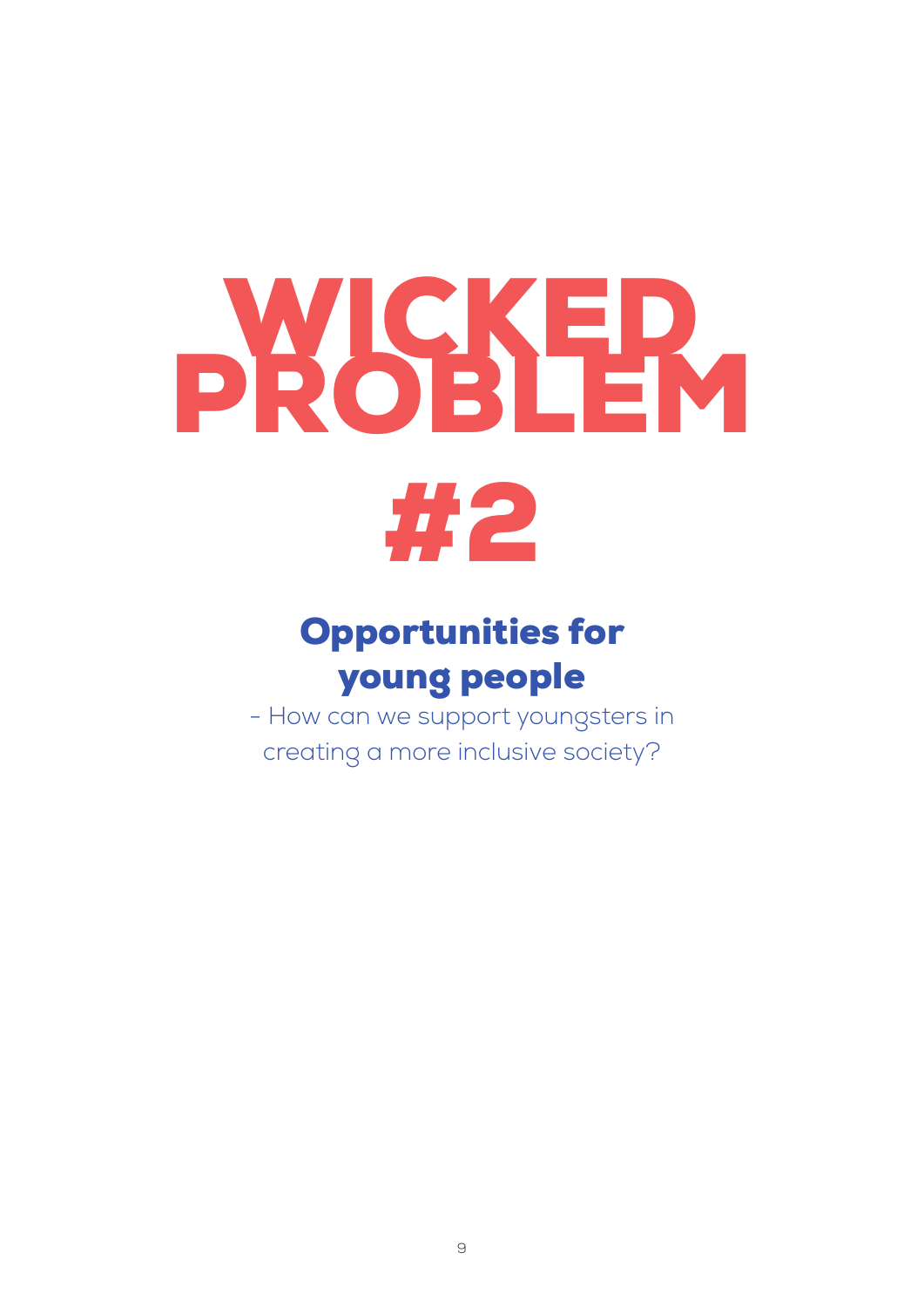# WICKED PROBLEM #2

## Opportunities for young people

- How can we support youngsters in creating a more inclusive society?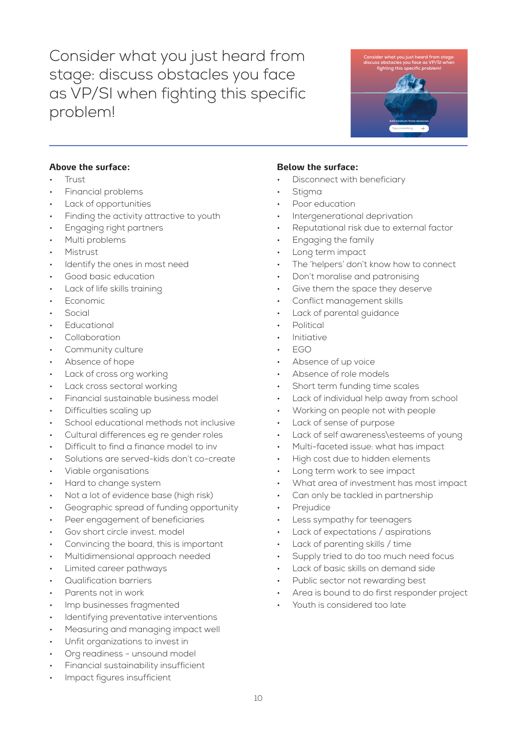# Consider what you just heard from stage: discuss obstacles you face as VP/SI when fighting this specific problem!

**Above the surface:**

- Trust
- Financial problems
- Lack of opportunities
- Finding the activity attractive to youth
- Engaging right partners
- Multi problems
- Mistrust
- Identify the ones in most need
- Good basic education
- Lack of life skills training
- Economic
- Social
- Educational
- Collaboration
- Community culture
- Absence of hope
- Lack of cross org working
- Lack cross sectoral working
- Financial sustainable business model
- Difficulties scaling up
- School educational methods not inclusive
- Cultural differences eg re gender roles
- Difficult to find a finance model to inv
- Solutions are served-kids don't co-create
- Viable organisations
- Hard to change system
- Not a lot of evidence base (high risk)
- Geographic spread of funding opportunity
- Peer engagement of beneficiaries
- Gov short circle invest. model
- Convincing the board, this is important
- Multidimensional approach needed
- Limited career pathways
- Qualification barriers
- Parents not in work
- Imp businesses fragmented
- Identifying preventative interventions
- Measuring and managing impact well
- Unfit organizations to invest in
- Org readiness - unsound model
- Financial sustainability insufficient
- Impact figures insufficient

**Below the surface:**

- Disconnect with beneficiary
- Stigma
- Poor education
- Intergenerational deprivation
- Reputational risk due to external factor
- Engaging the family
- Long term impact
- The 'helpers' don't know how to connect
- Don't moralise and patronising
- Give them the space they deserve
- Conflict management skills
- Lack of parental guidance
- Political
- Initiative
- EGO
- Absence of up voice
- Absence of role models
- Short term funding time scales
- Lack of individual help away from school
- Working on people not with people
- Lack of sense of purpose
- Lack of self awareness\esteems of young
- Multi-faceted issue: what has impact
- High cost due to hidden elements
- Long term work to see impact
- What area of investment has most impact
- Can only be tackled in partnership
- Prejudice
- Less sympathy for teenagers
- Lack of expectations / aspirations
- Lack of parenting skills / time
- Supply tried to do too much need focus
- Lack of basic skills on demand side
- Public sector not rewarding best
- Area is bound to do first responder project
- Youth is considered too late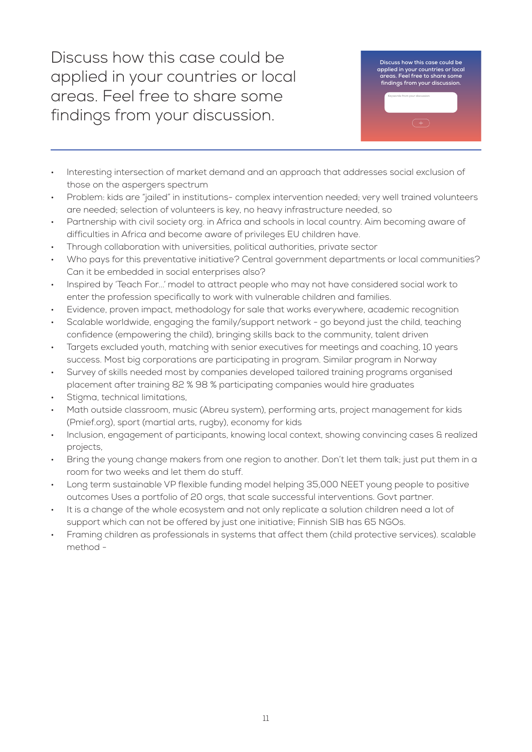# Discuss how this case could be applied in your countries or local areas. Feel free to share some findings from your discussion.

- Interesting intersection of market demand and an approach that addresses social exclusion of those on the aspergers spectrum
- Problem: kids are "jailed" in institutions- complex intervention needed; very well trained volunteers are needed; selection of volunteers is key, no heavy infrastructure needed, so
- Partnership with civil society org. in Africa and schools in local country. Aim becoming aware of difficulties in Africa and become aware of privileges EU children have.
- Through collaboration with universities, political authorities, private sector
- Who pays for this preventative initiative? Central government departments or local communities? Can it be embedded in social enterprises also?
- Inspired by 'Teach For...' model to attract people who may not have considered social work to enter the profession specifically to work with vulnerable children and families.
- Evidence, proven impact, methodology for sale that works everywhere, academic recognition
- Scalable worldwide, engaging the family/support network - go beyond just the child, teaching confidence (empowering the child), bringing skills back to the community, talent driven
- Targets excluded youth, matching with senior executives for meetings and coaching, 10 years success. Most big corporations are participating in program. Similar program in Norway
- Survey of skills needed most by companies developed tailored training programs organised placement after training 82 % 98 % participating companies would hire graduates
- Stigma, technical limitations,
- Math outside classroom, music (Abreu system), performing arts, project management for kids (Pmief.org), sport (martial arts, rugby), economy for kids
- Inclusion, engagement of participants, knowing local context, showing convincing cases & realized projects,
- Bring the young change makers from one region to another. Don't let them talk; just put them in a room for two weeks and let them do stuff.
- Long term sustainable VP flexible funding model helping 35,000 NEET young people to positive outcomes Uses a portfolio of 20 orgs, that scale successful interventions. Govt partner.
- It is a change of the whole ecosystem and not only replicate a solution children need a lot of support which can not be offered by just one initiative; Finnish SIB has 65 NGOs.
- Framing children as professionals in systems that affect them (child protective services). scalable method -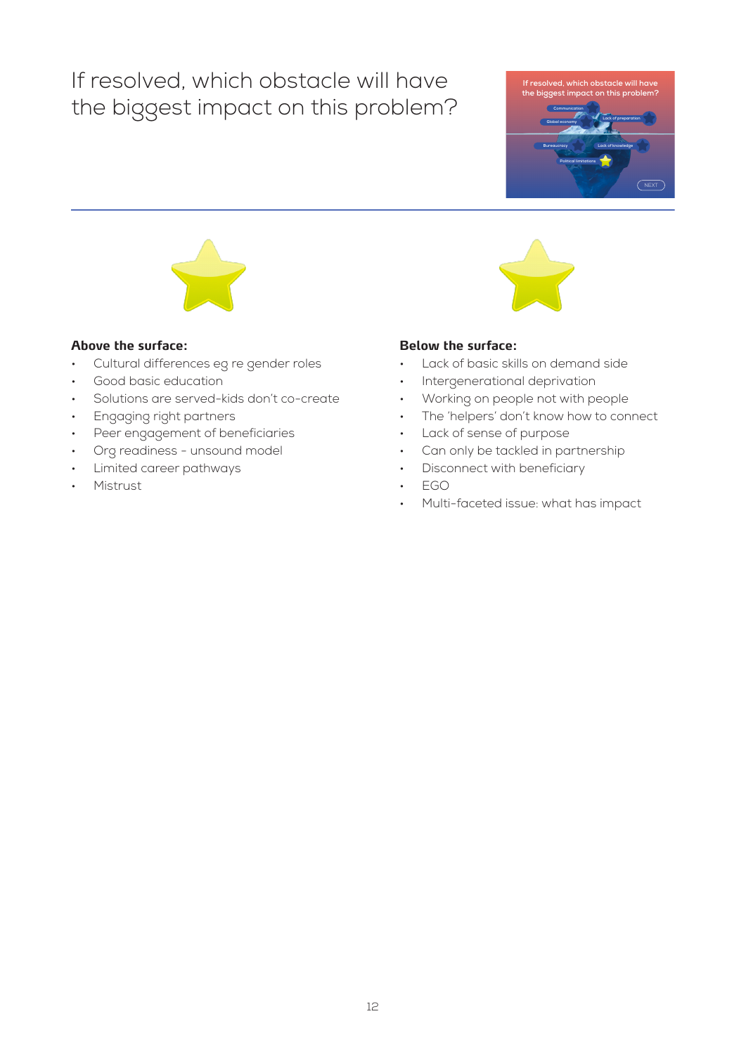# If resolved, which obstacle will have the biggest impact on this problem?

**Above the surface:**

- Cultural differences eg re gender roles
- Good basic education
- Solutions are served-kids don't co-create
- Engaging right partners
- Peer engagement of beneficiaries
- Org readiness - unsound model
- Limited career pathways
- Mistrust

**Below the surface:**

- Lack of basic skills on demand side
- Intergenerational deprivation
- Working on people not with people
- The 'helpers' don't know how to connect
- Lack of sense of purpose
- Can only be tackled in partnership
- Disconnect with beneficiary
- EGO
- Multi-faceted issue: what has impact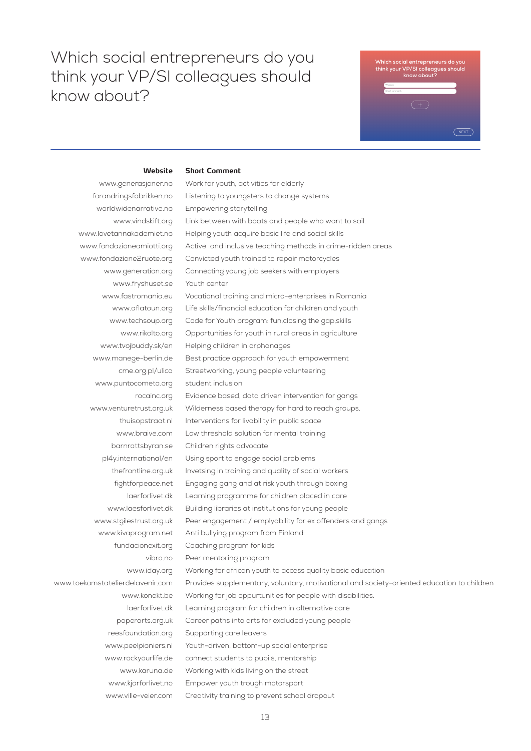# Which social entrepreneurs do you think your VP/SI colleagues should know about?

| Website | Short Comment |
| --- | --- |
| www.generasjoner.no | Work for youth, activities for elderly |
| forandringsfabrikken.no | Listening to youngsters to change systems |
| worldwidenarrative.no | Empowering storytelling |
| www.vindskift.org | Link between with boats and people who want to sail. |
| www.lovetannakademiet.no | Helping youth acquire basic life and social skills |
| www.fondazioneamiotti.org | Active  and inclusive teaching methods in crime-ridden areas |
| www.fondazione2ruote.org | Convicted youth trained to repair motorcycles |
| www.generation.org | Connecting young job seekers with employers |
| www.fryshuset.se | Youth center |
| www.fastromania.eu | Vocational training and micro-enterprises in Romania |
| www.aflatoun.org | Life skills/financial education for children and youth |
| www.techsoup.org | Code for Youth program: fun,closing the gap,skills |
| www.rikolto.org | Opportunities for youth in rural areas in agriculture |
| www.tvojbuddy.sk/en | Helping children in orphanages |
| www.manege-berlin.de | Best practice approach for youth empowerment |
| cme.org.pl/ulica | Streetworking, young people volunteering |
| www.puntocometa.org | student inclusion |
| rocainc.org | Evidence based, data driven intervention for gangs |
| www.venturetrust.org.uk | Wilderness based therapy for hard to reach groups. |
| thuisopstraat.nl | Interventions for livability in public space |
| www.braive.com | Low threshold solution for mental training |
| barnrattsbyran.se | Children rights advocate |
| pl4y.international/en | Using sport to engage social problems |
| thefrontline.org.uk | Invetsing in training and quality of social workers |
| fightforpeace.net | Engaging gang and at risk youth through boxing |
| laerforlivet.dk | Learning programme for children placed in care |
| www.laesforlivet.dk | Building libraries at institutions for young people |
| www.stgilestrust.org.uk | Peer engagement / emplyability for ex offenders and gangs |
| www.kivaprogram.net | Anti bullying program from Finland |
| fundacionexit.org | Coaching program for kids |
| vibro.no | Peer mentoring program |
| www.iday.org | Working for african youth to access quality basic education |
| www.toekomstatelierdelavenir.com | Provides supplementary, voluntary, motivational and society-oriented education to children |
| www.konekt.be | Working for job oppurtunities for people with disabilities. |
| laerforlivet.dk | Learning program for children in alternative care |
| paperarts.org.uk | Career paths into arts for excluded young people |
| reesfoundation.org | Supporting care leavers |
| www.peelpioniers.nl | Youth-driven, bottom-up social enterprise |
| www.rockyourlife.de | connect students to pupils, mentorship |
| www.karuna.de | Working with kids living on the street |
| www.kjorforlivet.no | Empower youth trough motorsport |
| www.ville-veier.com | Creativity training to prevent school dropout |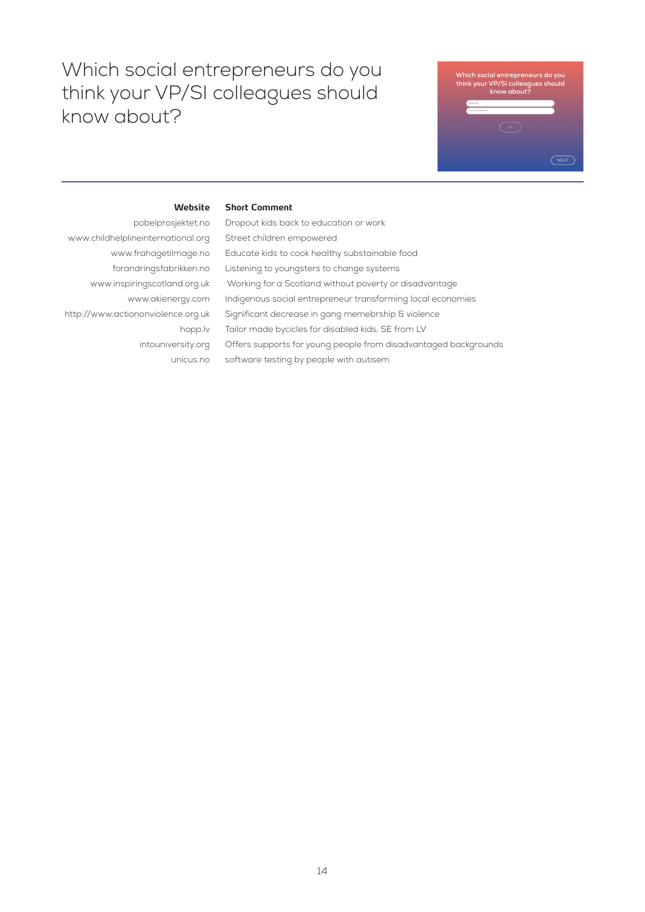# Which social entrepreneurs do you think your VP/SI colleagues should know about?

| Website | Short Comment |
|---|---|
| pobelprosjektet.no | Dropout kids back to education or work |
| www.childhelplineinternational.org | Street children empowered |
| www.frahagetilmage.no | Educate kids to cook healthy substainable food |
| forandringsfabrikken.no | Listening to youngsters to change systems |
| www.inspiringscotland.org.uk | Working for a Scotland without poverty or disadvantage |
| www.akienergy.com | Indigenous social entrepreneur transforming local economies |
| http://www.actiononviolence.org.uk | Significant decrease in gang memebrship & violence |
| hopp.lv | Tailor made bycicles for disabled kids; SE from LV |
| intouniversity.org | Offers supports for young people from disadvantaged backgrounds |
| unicus.no | software testing by people with autisem |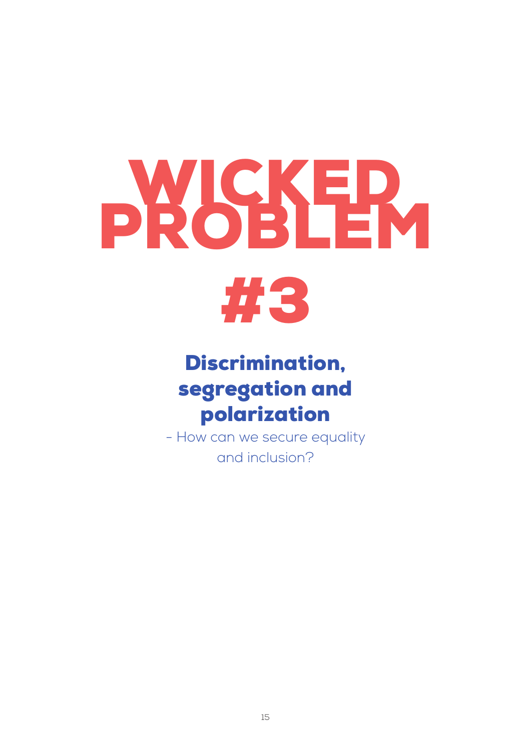# WICKED PROBLEM #3

## Discrimination, segregation and polarization

- How can we secure equality and inclusion?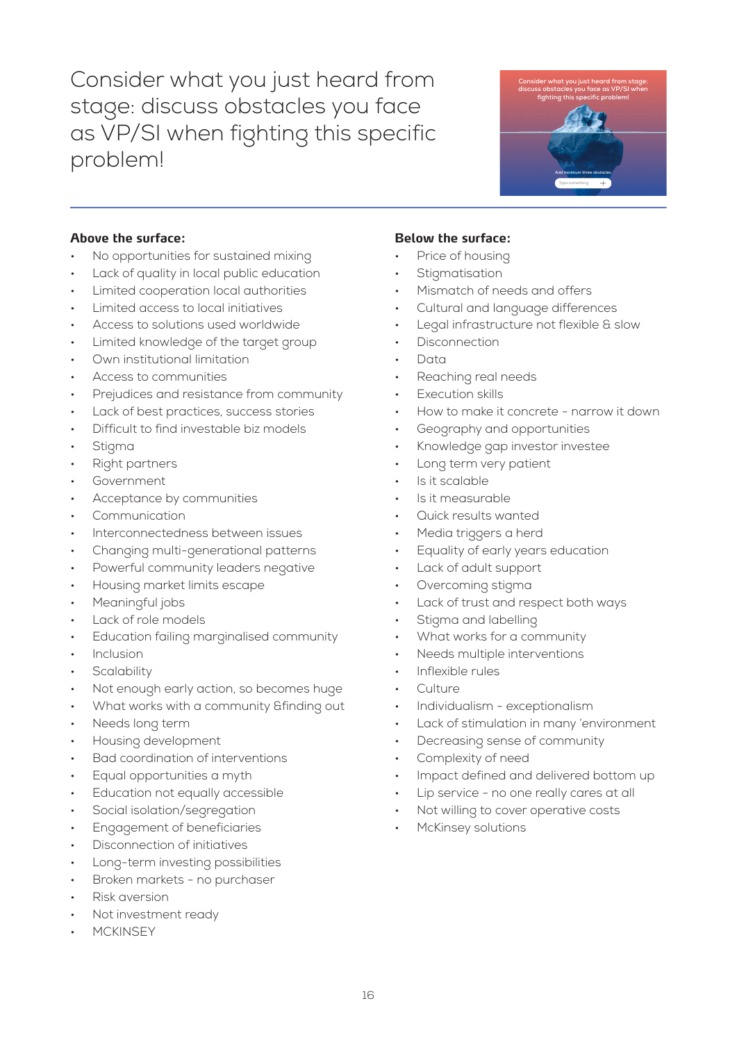# Consider what you just heard from stage: discuss obstacles you face as VP/SI when fighting this specific problem!

**Above the surface:**

- No opportunities for sustained mixing
- Lack of quality in local public education
- Limited cooperation local authorities
- Limited access to local initiatives
- Access to solutions used worldwide
- Limited knowledge of the target group
- Own institutional limitation
- Access to communities
- Prejudices and resistance from community
- Lack of best practices, success stories
- Difficult to find investable biz models
- Stigma
- Right partners
- Government
- Acceptance by communities
- Communication
- Interconnectedness between issues
- Changing multi-generational patterns
- Powerful community leaders negative
- Housing market limits escape
- Meaningful jobs
- Lack of role models
- Education failing marginalised community
- Inclusion
- Scalability
- Not enough early action, so becomes huge
- What works with a community &finding out
- Needs long term
- Housing development
- Bad coordination of interventions
- Equal opportunities a myth
- Education not equally accessible
- Social isolation/segregation
- Engagement of beneficiaries
- Disconnection of initiatives
- Long-term investing possibilities
- Broken markets - no purchaser
- Risk aversion
- Not investment ready
- MCKINSEY

**Below the surface:**

- Price of housing
- Stigmatisation
- Mismatch of needs and offers
- Cultural and language differences
- Legal infrastructure not flexible & slow
- Disconnection
- Data
- Reaching real needs
- Execution skills
- How to make it concrete - narrow it down
- Geography and opportunities
- Knowledge gap investor investee
- Long term very patient
- Is it scalable
- Is it measurable
- Quick results wanted
- Media triggers a herd
- Equality of early years education
- Lack of adult support
- Overcoming stigma
- Lack of trust and respect both ways
- Stigma and labelling
- What works for a community
- Needs multiple interventions
- Inflexible rules
- Culture
- Individualism - exceptionalism
- Lack of stimulation in many 'environment
- Decreasing sense of community
- Complexity of need
- Impact defined and delivered bottom up
- Lip service - no one really cares at all
- Not willing to cover operative costs
- McKinsey solutions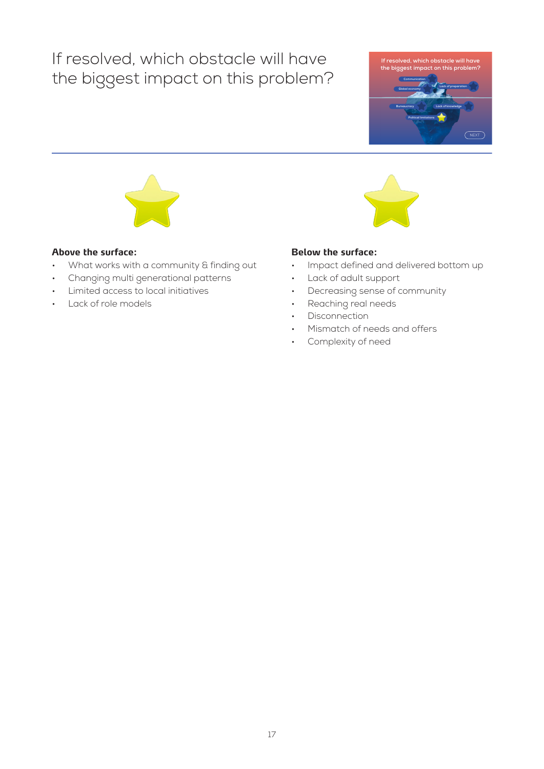# If resolved, which obstacle will have the biggest impact on this problem?

**Above the surface:**

- What works with a community & finding out
- Changing multi generational patterns
- Limited access to local initiatives
- Lack of role models

**Below the surface:**

- Impact defined and delivered bottom up
- Lack of adult support
- Decreasing sense of community
- Reaching real needs
- Disconnection
- Mismatch of needs and offers
- Complexity of need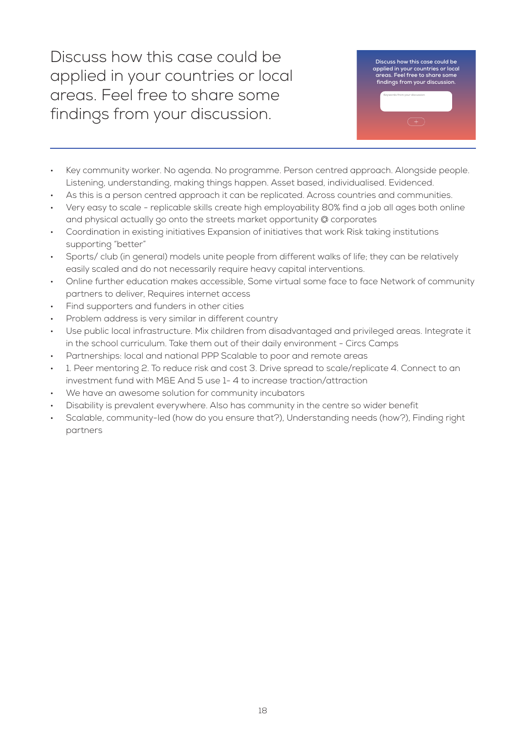# Discuss how this case could be applied in your countries or local areas. Feel free to share some findings from your discussion.

- Key community worker. No agenda. No programme. Person centred approach. Alongside people. Listening, understanding, making things happen. Asset based, individualised. Evidenced.
- As this is a person centred approach it can be replicated. Across countries and communities.
- Very easy to scale - replicable skills create high employability 80% find a job all ages both online and physical actually go onto the streets market opportunity @ corporates
- Coordination in existing initiatives Expansion of initiatives that work Risk taking institutions supporting "better"
- Sports/ club (in general) models unite people from different walks of life; they can be relatively easily scaled and do not necessarily require heavy capital interventions.
- Online further education makes accessible, Some virtual some face to face Network of community partners to deliver, Requires internet access
- Find supporters and funders in other cities
- Problem address is very similar in different country
- Use public local infrastructure. Mix children from disadvantaged and privileged areas. Integrate it in the school curriculum. Take them out of their daily environment - Circs Camps
- Partnerships: local and national PPP Scalable to poor and remote areas
- 1. Peer mentoring 2. To reduce risk and cost 3. Drive spread to scale/replicate 4. Connect to an investment fund with M&E And 5 use 1- 4 to increase traction/attraction
- We have an awesome solution for community incubators
- Disability is prevalent everywhere. Also has community in the centre so wider benefit
- Scalable, community-led (how do you ensure that?), Understanding needs (how?), Finding right partners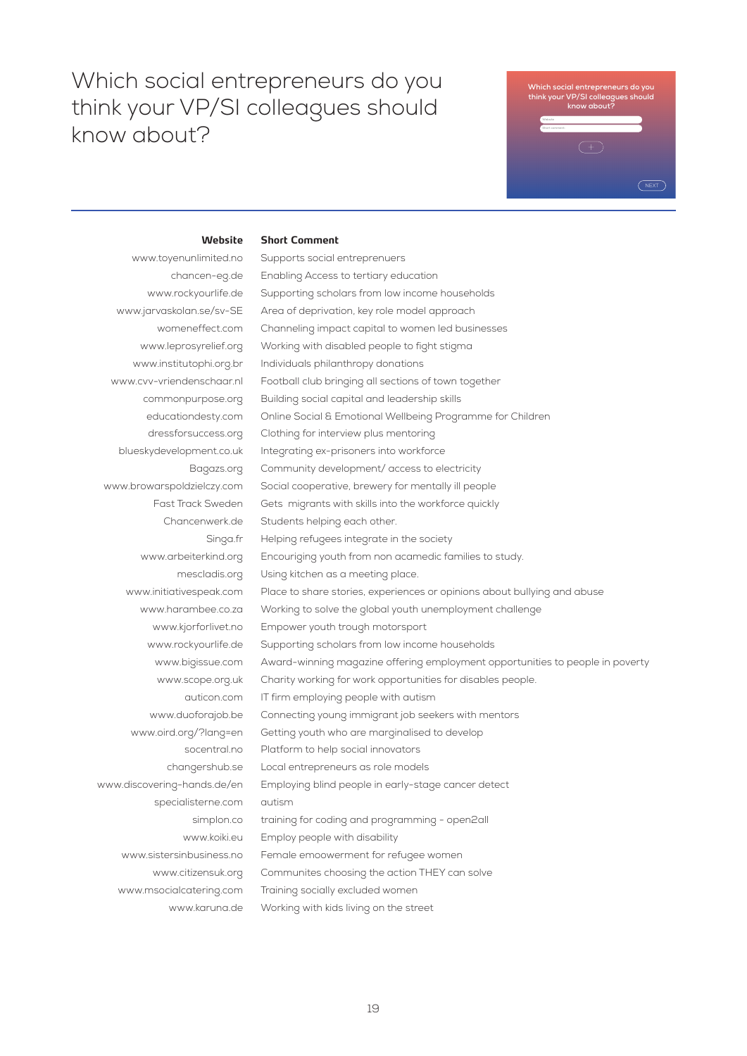# Which social entrepreneurs do you think your VP/SI colleagues should know about?

| Website | Short Comment |
|---|---|
| www.toyenunlimited.no | Supports social entreprenuers |
| chancen-eg.de | Enabling Access to tertiary education |
| www.rockyourlife.de | Supporting scholars from low income households |
| www.jarvaskolan.se/sv-SE | Area of deprivation, key role model approach |
| womeneffect.com | Channeling impact capital to women led businesses |
| www.leprosyrelief.org | Working with disabled people to fight stigma |
| www.institutophi.org.br | Individuals philanthropy donations |
| www.cvv-vriendenschaar.nl | Football club bringing all sections of town together |
| commonpurpose.org | Building social capital and leadership skills |
| educationdesty.com | Online Social & Emotional Wellbeing Programme for Children |
| dressforsuccess.org | Clothing for interview plus mentoring |
| blueskydevelopment.co.uk | Integrating ex-prisoners into workforce |
| Bagazs.org | Community development/ access to electricity |
| www.browarspoldzielczy.com | Social cooperative, brewery for mentally ill people |
| Fast Track Sweden | Gets migrants with skills into the workforce quickly |
| Chancenwerk.de | Students helping each other. |
| Singa.fr | Helping refugees integrate in the society |
| www.arbeiterkind.org | Encouriging youth from non acamedic families to study. |
| mescladis.org | Using kitchen as a meeting place. |
| www.initiativespeak.com | Place to share stories, experiences or opinions about bullying and abuse |
| www.harambee.co.za | Working to solve the global youth unemployment challenge |
| www.kjorforlivet.no | Empower youth trough motorsport |
| www.rockyourlife.de | Supporting scholars from low income households |
| www.bigissue.com | Award-winning magazine offering employment opportunities to people in poverty |
| www.scope.org.uk | Charity working for work opportunities for disables people. |
| auticon.com | IT firm employing people with autism |
| www.duoforajob.be | Connecting young immigrant job seekers with mentors |
| www.oird.org/?lang=en | Getting youth who are marginalised to develop |
| socentral.no | Platform to help social innovators |
| changershub.se | Local entrepreneurs as role models |
| www.discovering-hands.de/en | Employing blind people in early-stage cancer detect |
| specialisterne.com | autism |
| simplon.co | training for coding and programming - open2all |
| www.koiki.eu | Employ people with disability |
| www.sistersinbusiness.no | Female emoowerment for refugee women |
| www.citizensuk.org | Communites choosing the action THEY can solve |
| www.msocialcatering.com | Training socially excluded women |
| www.karuna.de | Working with kids living on the street |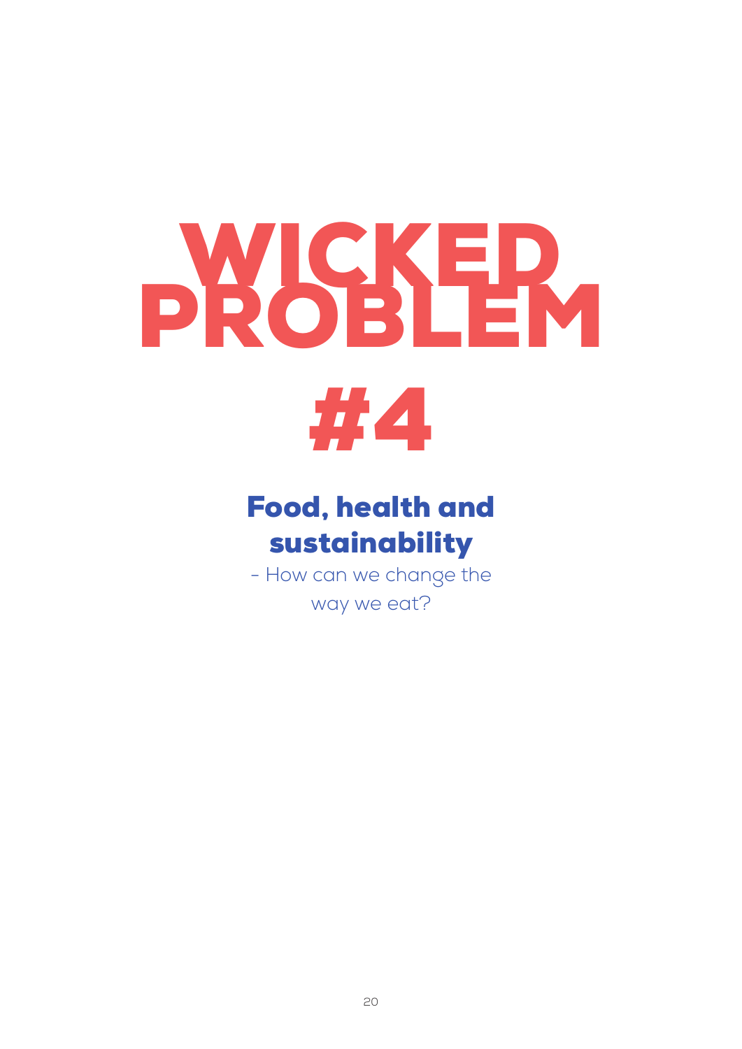# WICKED PROBLEM #4

## Food, health and sustainability

- How can we change the way we eat?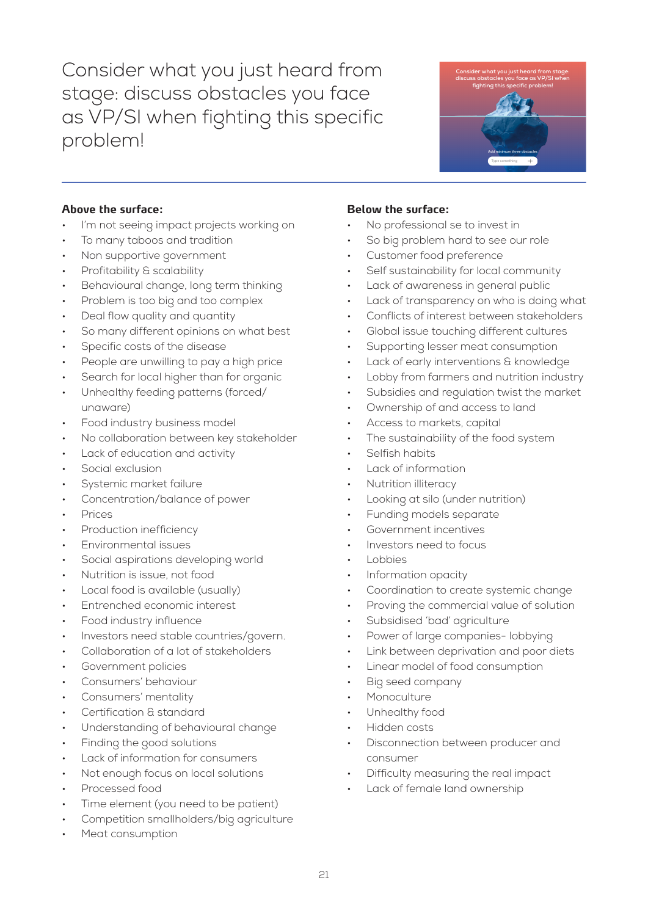# Consider what you just heard from stage: discuss obstacles you face as VP/SI when fighting this specific problem!

**Above the surface:**

- I'm not seeing impact projects working on
- To many taboos and tradition
- Non supportive government
- Profitability & scalability
- Behavioural change, long term thinking
- Problem is too big and too complex
- Deal flow quality and quantity
- So many different opinions on what best
- Specific costs of the disease
- People are unwilling to pay a high price
- Search for local higher than for organic
- Unhealthy feeding patterns (forced/ unaware)
- Food industry business model
- No collaboration between key stakeholder
- Lack of education and activity
- Social exclusion
- Systemic market failure
- Concentration/balance of power
- Prices
- Production inefficiency
- Environmental issues
- Social aspirations developing world
- Nutrition is issue, not food
- Local food is available (usually)
- Entrenched economic interest
- Food industry influence
- Investors need stable countries/govern.
- Collaboration of a lot of stakeholders
- Government policies
- Consumers' behaviour
- Consumers' mentality
- Certification & standard
- Understanding of behavioural change
- Finding the good solutions
- Lack of information for consumers
- Not enough focus on local solutions
- Processed food
- Time element (you need to be patient)
- Competition smallholders/big agriculture
- Meat consumption

**Below the surface:**

- No professional se to invest in
- So big problem hard to see our role
- Customer food preference
- Self sustainability for local community
- Lack of awareness in general public
- Lack of transparency on who is doing what
- Conflicts of interest between stakeholders
- Global issue touching different cultures
- Supporting lesser meat consumption
- Lack of early interventions & knowledge
- Lobby from farmers and nutrition industry
- Subsidies and regulation twist the market
- Ownership of and access to land
- Access to markets, capital
- The sustainability of the food system
- Selfish habits
- Lack of information
- Nutrition illiteracy
- Looking at silo (under nutrition)
- Funding models separate
- Government incentives
- Investors need to focus
- Lobbies
- Information opacity
- Coordination to create systemic change
- Proving the commercial value of solution
- Subsidised 'bad' agriculture
- Power of large companies- lobbying
- Link between deprivation and poor diets
- Linear model of food consumption
- Big seed company
- Monoculture
- Unhealthy food
- Hidden costs
- Disconnection between producer and consumer
- Difficulty measuring the real impact
- Lack of female land ownership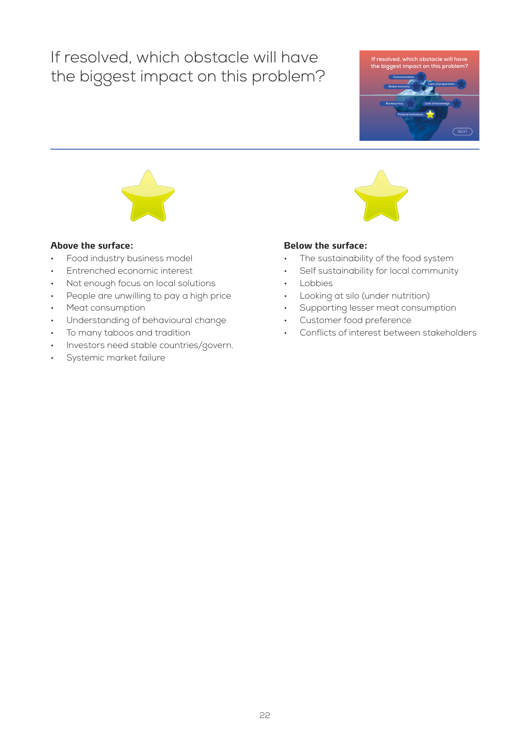# If resolved, which obstacle will have the biggest impact on this problem?

**Above the surface:**

- Food industry business model
- Entrenched economic interest
- Not enough focus on local solutions
- People are unwilling to pay a high price
- Meat consumption
- Understanding of behavioural change
- To many taboos and tradition
- Investors need stable countries/govern.
- Systemic market failure

**Below the surface:**

- The sustainability of the food system
- Self sustainability for local community
- Lobbies
- Looking at silo (under nutrition)
- Supporting lesser meat consumption
- Customer food preference
- Conflicts of interest between stakeholders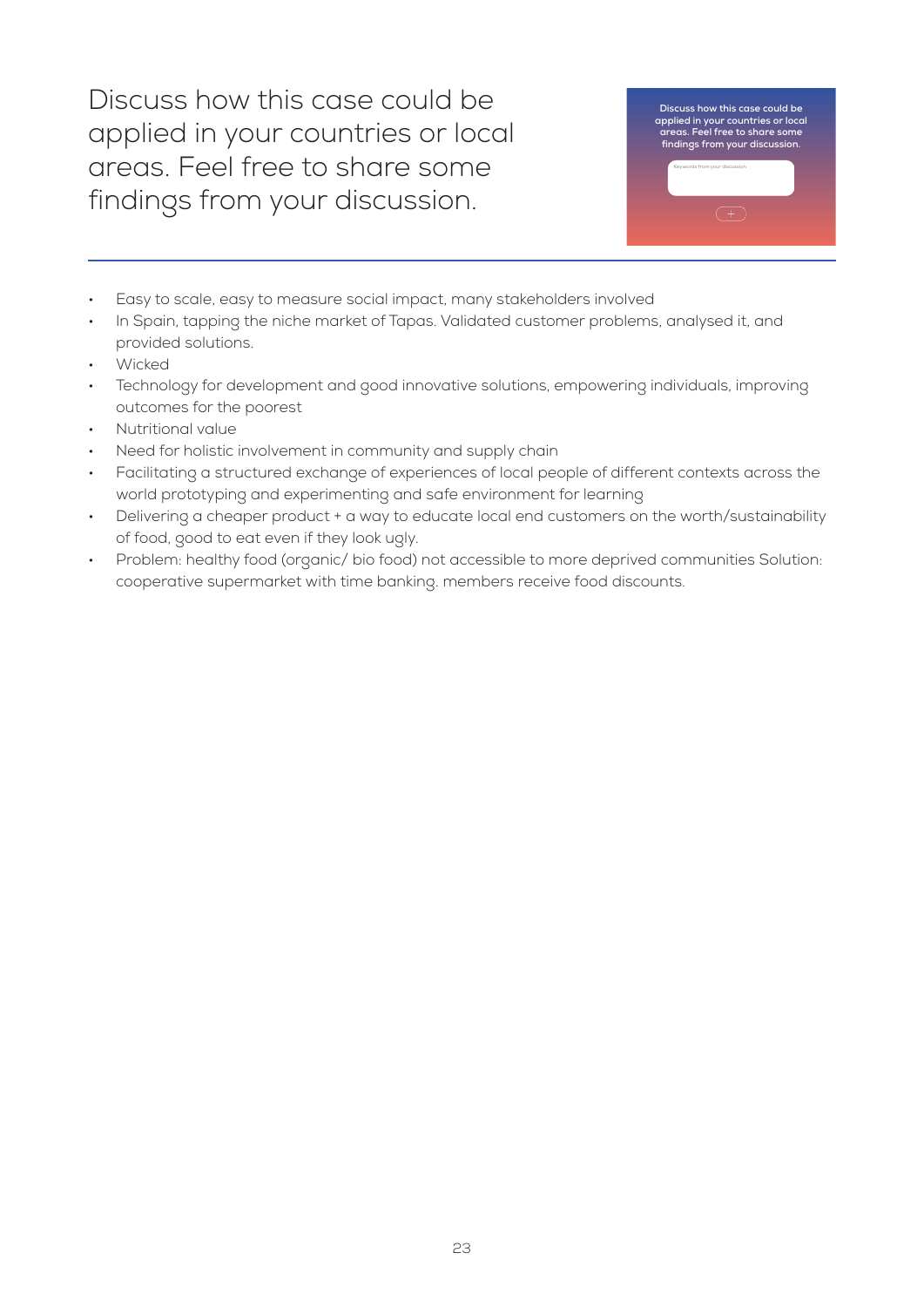# Discuss how this case could be applied in your countries or local areas. Feel free to share some findings from your discussion.

- Easy to scale, easy to measure social impact, many stakeholders involved
- In Spain, tapping the niche market of Tapas. Validated customer problems, analysed it, and provided solutions.
- Wicked
- Technology for development and good innovative solutions, empowering individuals, improving outcomes for the poorest
- Nutritional value
- Need for holistic involvement in community and supply chain
- Facilitating a structured exchange of experiences of local people of different contexts across the world prototyping and experimenting and safe environment for learning
- Delivering a cheaper product + a way to educate local end customers on the worth/sustainability of food, good to eat even if they look ugly.
- Problem: healthy food (organic/ bio food) not accessible to more deprived communities Solution: cooperative supermarket with time banking. members receive food discounts.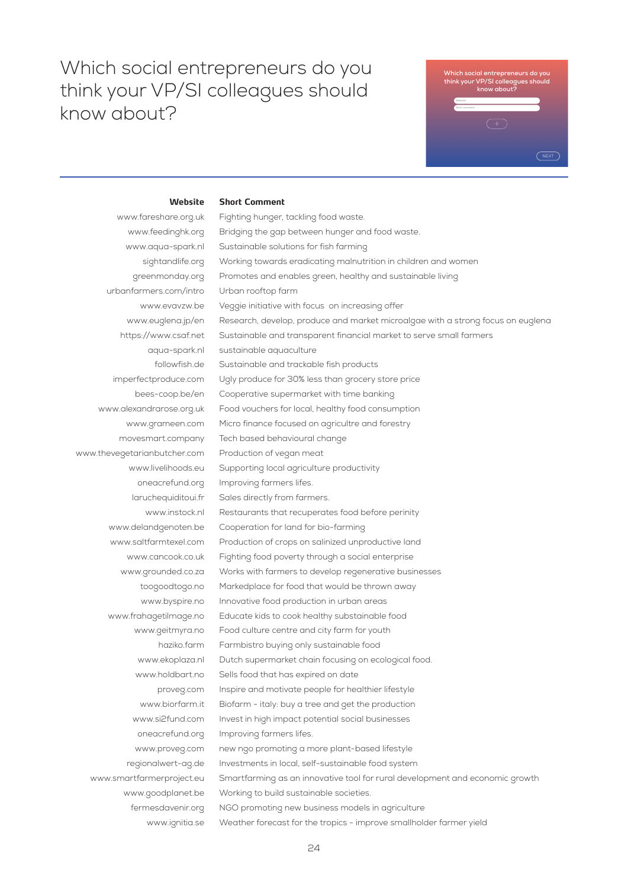# Which social entrepreneurs do you think your VP/SI colleagues should know about?

Which social entrepreneurs do you think your VP/SI colleagues should know about?

Website

Short comment

NEXT

| Website | Short Comment |
|---|---|
| www.fareshare.org.uk | Fighting hunger, tackling food waste. |
| www.feedinghk.org | Bridging the gap between hunger and food waste. |
| www.aqua-spark.nl | Sustainable solutions for fish farming |
| sightandlife.org | Working towards eradicating malnutrition in children and women |
| greenmonday.org | Promotes and enables green, healthy and sustainable living |
| urbanfarmers.com/intro | Urban rooftop farm |
| www.evavzw.be | Veggie initiative with focus on increasing offer |
| www.euglena.jp/en | Research, develop, produce and market microalgae with a strong focus on euglena |
| https://www.csaf.net | Sustainable and transparent financial market to serve small farmers |
| aqua-spark.nl | sustainable aquaculture |
| followfish.de | Sustainable and trackable fish products |
| imperfectproduce.com | Ugly produce for 30% less than grocery store price |
| bees-coop.be/en | Cooperative supermarket with time banking |
| www.alexandrarose.org.uk | Food vouchers for local, healthy food consumption |
| www.grameen.com | Micro finance focused on agricultre and forestry |
| movesmart.company | Tech based behavioural change |
| www.thevegetarianbutcher.com | Production of vegan meat |
| www.livelihoods.eu | Supporting local agriculture productivity |
| oneacrefund.org | Improving farmers lifes. |
| laruchequiditoui.fr | Sales directly from farmers. |
| www.instock.nl | Restaurants that recuperates food before perinity |
| www.delandgenoten.be | Cooperation for land for bio-farming |
| www.saltfarmtexel.com | Production of crops on salinized unproductive land |
| www.cancook.co.uk | Fighting food poverty through a social enterprise |
| www.grounded.co.za | Works with farmers to develop regenerative businesses |
| toogoodtogo.no | Markedplace for food that would be thrown away |
| www.byspire.no | Innovative food production in urban areas |
| www.frahagetilmage.no | Educate kids to cook healthy substainable food |
| www.geitmyra.no | Food culture centre and city farm for youth |
| haziko.farm | Farmbistro buying only sustainable food |
| www.ekoplaza.nl | Dutch supermarket chain focusing on ecological food. |
| www.holdbart.no | Sells food that has expired on date |
| proveg.com | Inspire and motivate people for healthier lifestyle |
| www.biorfarm.it | Biofarm - italy: buy a tree and get the production |
| www.si2fund.com | Invest in high impact potential social businesses |
| oneacrefund.org | Improving farmers lifes. |
| www.proveg.com | new ngo promoting a more plant-based lifestyle |
| regionalwert-ag.de | Investments in local, self-sustainable food system |
| www.smartfarmerproject.eu | Smartfarming as an innovative tool for rural development and economic growth |
| www.goodplanet.be | Working to build sustainable societies. |
| fermesdavenir.org | NGO promoting new business models in agriculture |
| www.ignitia.se | Weather forecast for the tropics - improve smallholder farmer yield |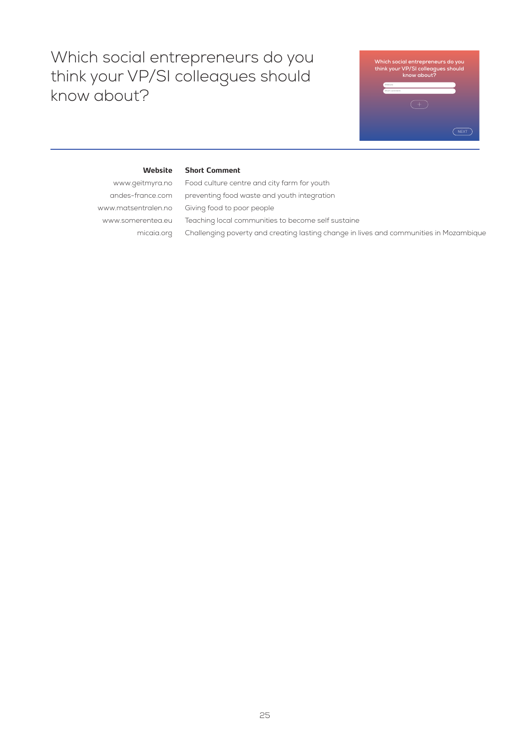# Which social entrepreneurs do you think your VP/SI colleagues should know about?

| Website | Short Comment |
| --- | --- |
| www.geitmyra.no | Food culture centre and city farm for youth |
| andes-france.com | preventing food waste and youth integration |
| www.matsentralen.no | Giving food to poor people |
| www.somerentea.eu | Teaching local communities to become self sustaine |
| micaia.org | Challenging poverty and creating lasting change in lives and communities in Mozambique |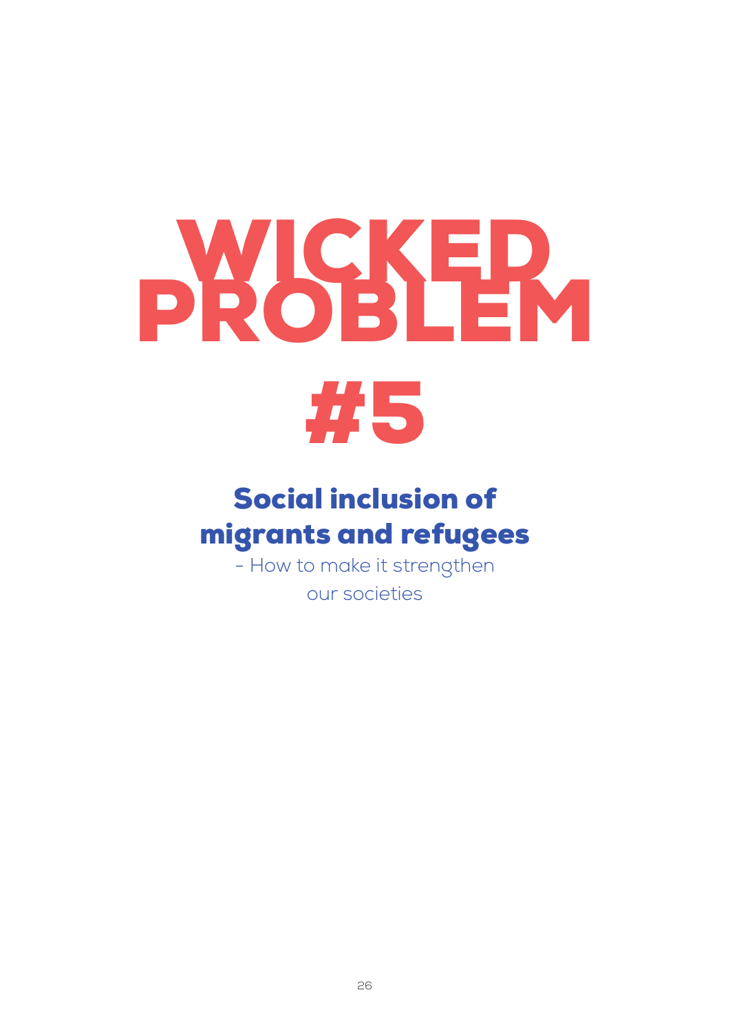# WICKED PROBLEM #5

## Social inclusion of migrants and refugees

- How to make it strengthen our societies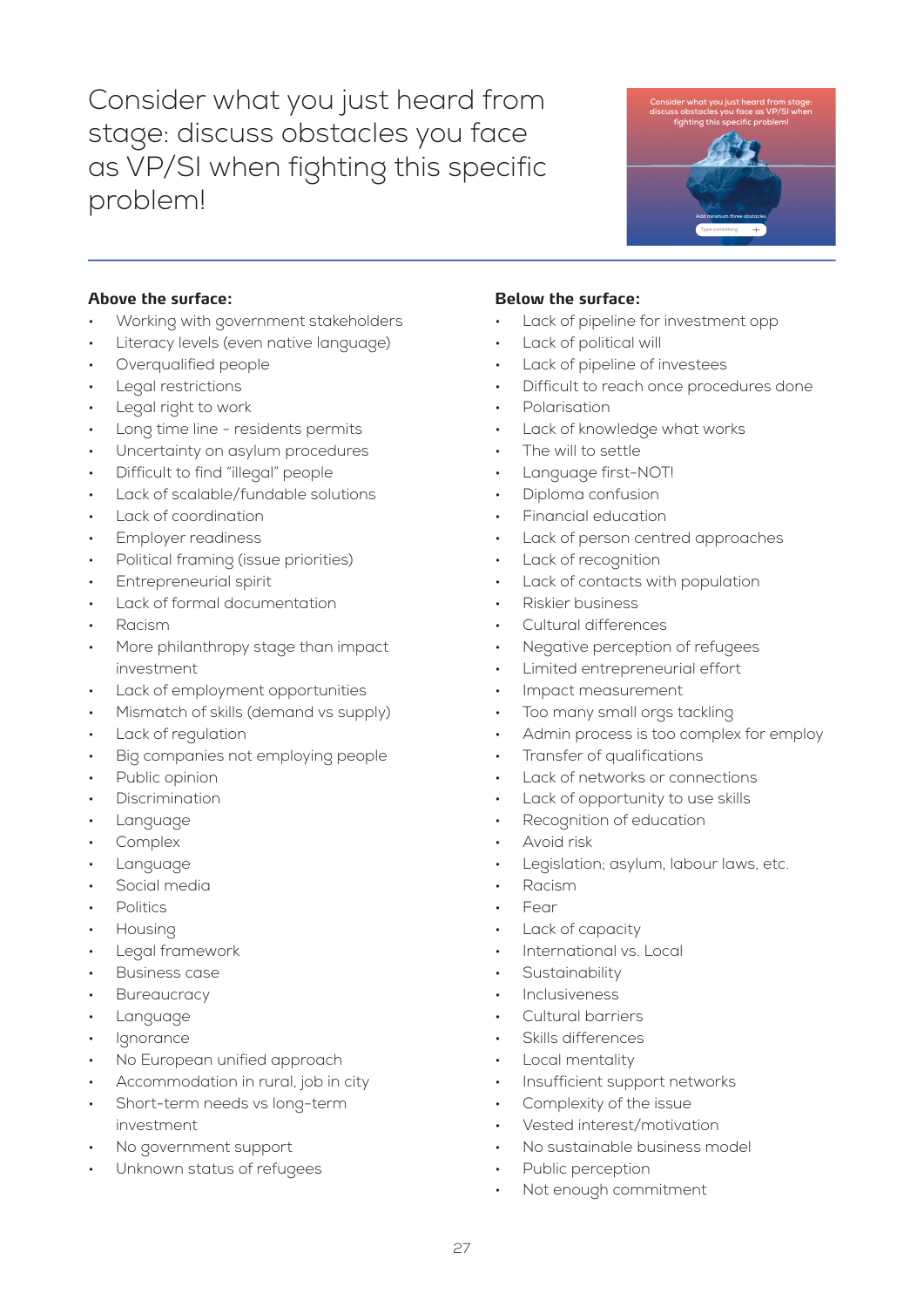# Consider what you just heard from stage: discuss obstacles you face as VP/SI when fighting this specific problem!

**Above the surface:**

- Working with government stakeholders
- Literacy levels (even native language)
- Overqualified people
- Legal restrictions
- Legal right to work
- Long time line - residents permits
- Uncertainty on asylum procedures
- Difficult to find "illegal" people
- Lack of scalable/fundable solutions
- Lack of coordination
- Employer readiness
- Political framing (issue priorities)
- Entrepreneurial spirit
- Lack of formal documentation
- Racism
- More philanthropy stage than impact investment
- Lack of employment opportunities
- Mismatch of skills (demand vs supply)
- Lack of regulation
- Big companies not employing people
- Public opinion
- Discrimination
- Language
- Complex
- Language
- Social media
- Politics
- Housing
- Legal framework
- Business case
- Bureaucracy
- Language
- Ignorance
- No European unified approach
- Accommodation in rural, job in city
- Short-term needs vs long-term investment
- No government support
- Unknown status of refugees

**Below the surface:**

- Lack of pipeline for investment opp
- Lack of political will
- Lack of pipeline of investees
- Difficult to reach once procedures done
- Polarisation
- Lack of knowledge what works
- The will to settle
- Language first-NOT!
- Diploma confusion
- Financial education
- Lack of person centred approaches
- Lack of recognition
- Lack of contacts with population
- Riskier business
- Cultural differences
- Negative perception of refugees
- Limited entrepreneurial effort
- Impact measurement
- Too many small orgs tackling
- Admin process is too complex for employ
- Transfer of qualifications
- Lack of networks or connections
- Lack of opportunity to use skills
- Recognition of education
- Avoid risk
- Legislation; asylum, labour laws, etc.
- Racism
- Fear
- Lack of capacity
- International vs. Local
- Sustainability
- Inclusiveness
- Cultural barriers
- Skills differences
- Local mentality
- Insufficient support networks
- Complexity of the issue
- Vested interest/motivation
- No sustainable business model
- Public perception
- Not enough commitment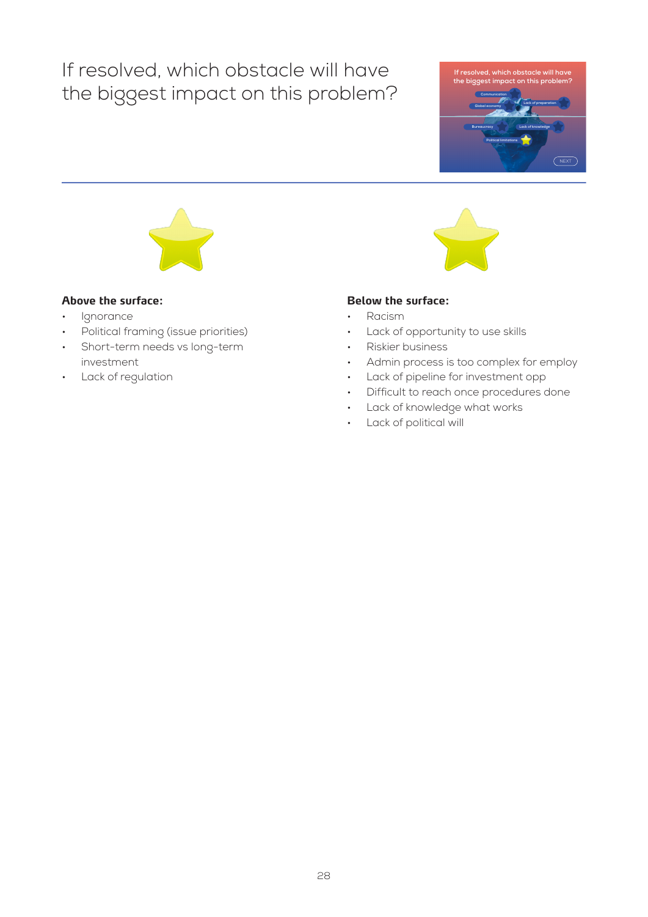# If resolved, which obstacle will have the biggest impact on this problem?

**Above the surface:**

- Ignorance
- Political framing (issue priorities)
- Short-term needs vs long-term investment
- Lack of regulation

**Below the surface:**

- Racism
- Lack of opportunity to use skills
- Riskier business
- Admin process is too complex for employ
- Lack of pipeline for investment opp
- Difficult to reach once procedures done
- Lack of knowledge what works
- Lack of political will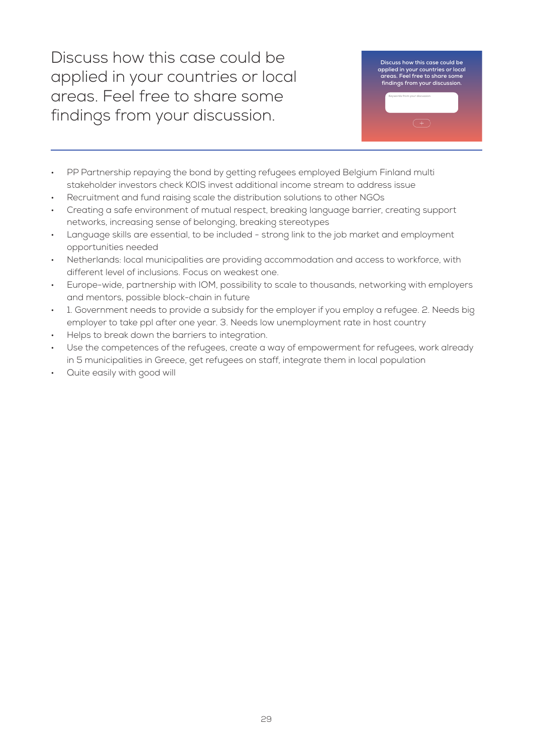# Discuss how this case could be applied in your countries or local areas. Feel free to share some findings from your discussion.

- PP Partnership repaying the bond by getting refugees employed Belgium Finland multi stakeholder investors check KOIS invest additional income stream to address issue
- Recruitment and fund raising scale the distribution solutions to other NGOs
- Creating a safe environment of mutual respect, breaking language barrier, creating support networks, increasing sense of belonging, breaking stereotypes
- Language skills are essential, to be included - strong link to the job market and employment opportunities needed
- Netherlands: local municipalities are providing accommodation and access to workforce, with different level of inclusions. Focus on weakest one.
- Europe-wide, partnership with IOM, possibility to scale to thousands, networking with employers and mentors, possible block-chain in future
- 1. Government needs to provide a subsidy for the employer if you employ a refugee. 2. Needs big employer to take ppl after one year. 3. Needs low unemployment rate in host country
- Helps to break down the barriers to integration.
- Use the competences of the refugees, create a way of empowerment for refugees, work already in 5 municipalities in Greece, get refugees on staff, integrate them in local population
- Quite easily with good will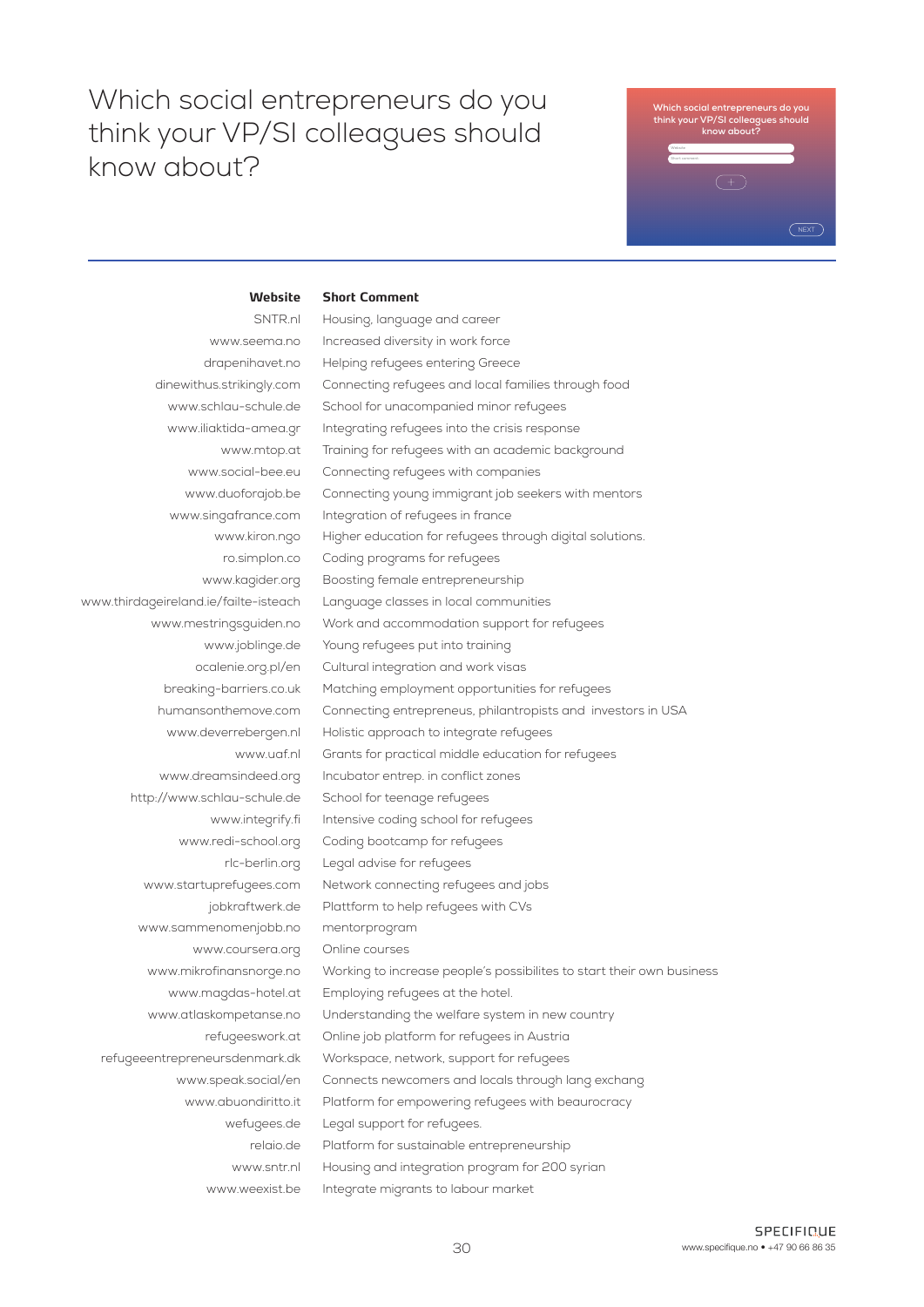# Which social entrepreneurs do you think your VP/SI colleagues should know about?

| Website | Short Comment |
| --- | --- |
| SNTR.nl | Housing, language and career |
| www.seema.no | Increased diversity in work force |
| drapenihavet.no | Helping refugees entering Greece |
| dinewithus.strikingly.com | Connecting refugees and local families through food |
| www.schlau-schule.de | School for unacompanied minor refugees |
| www.iliaktida-amea.gr | Integrating refugees into the crisis response |
| www.mtop.at | Training for refugees with an academic background |
| www.social-bee.eu | Connecting refugees with companies |
| www.duoforajob.be | Connecting young immigrant job seekers with mentors |
| www.singafrance.com | Integration of refugees in france |
| www.kiron.ngo | Higher education for refugees through digital solutions. |
| ro.simplon.co | Coding programs for refugees |
| www.kagider.org | Boosting female entrepreneurship |
| www.thirdageireland.ie/failte-isteach | Language classes in local communities |
| www.mestringsguiden.no | Work and accommodation support for refugees |
| www.joblinge.de | Young refugees put into training |
| ocalenie.org.pl/en | Cultural integration and work visas |
| breaking-barriers.co.uk | Matching employment opportunities for refugees |
| humansonthemove.com | Connecting entrepreneus, philantropists and investors in USA |
| www.deverrebergen.nl | Holistic approach to integrate refugees |
| www.uaf.nl | Grants for practical middle education for refugees |
| www.dreamsindeed.org | Incubator entrep. in conflict zones |
| http://www.schlau-schule.de | School for teenage refugees |
| www.integrify.fi | Intensive coding school for refugees |
| www.redi-school.org | Coding bootcamp for refugees |
| rlc-berlin.org | Legal advise for refugees |
| www.startuprefugees.com | Network connecting refugees and jobs |
| jobkraftwerk.de | Plattform to help refugees with CVs |
| www.sammenomenjobb.no | mentorprogram |
| www.coursera.org | Online courses |
| www.mikrofinansnorge.no | Working to increase people's possibilites to start their own business |
| www.magdas-hotel.at | Employing refugees at the hotel. |
| www.atlaskompetanse.no | Understanding the welfare system in new country |
| refugeeswork.at | Online job platform for refugees in Austria |
| refugeeentrepreneursdenmark.dk | Workspace, network, support for refugees |
| www.speak.social/en | Connects newcomers and locals through lang exchang |
| www.abuondiritto.it | Platform for empowering refugees with beaurocracy |
| wefugees.de | Legal support for refugees. |
| relaio.de | Platform for sustainable entrepreneurship |
| www.sntr.nl | Housing and integration program for 200 syrian |
| www.weexist.be | Integrate migrants to labour market |